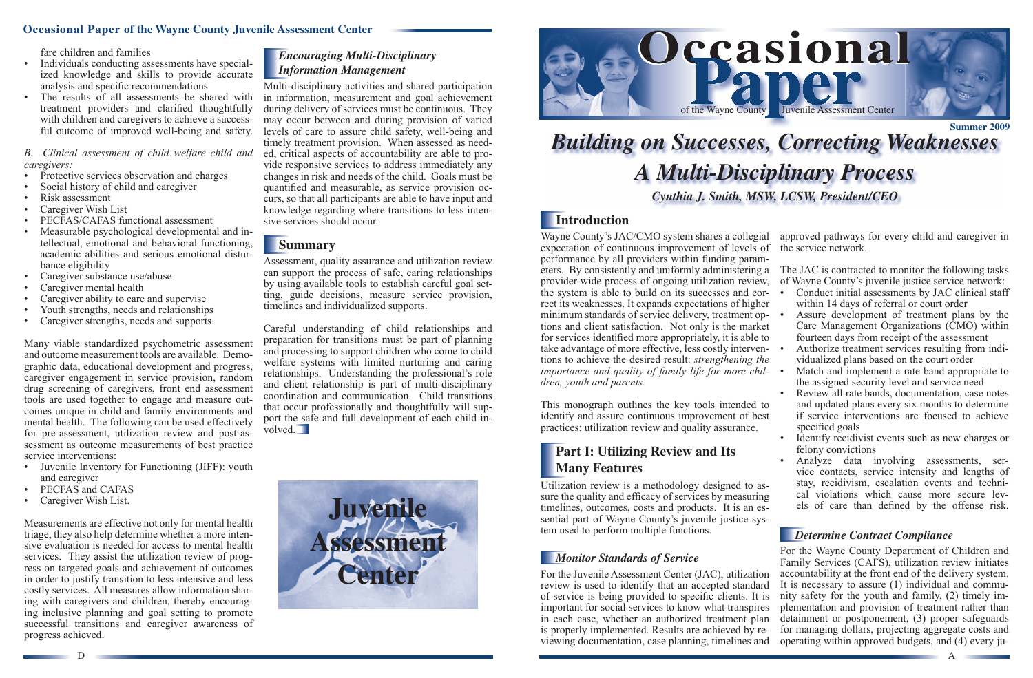fare children and families

- Individuals conducting assessments have specialized knowledge and skills to provide accurate analysis and specific recommendations
- The results of all assessments be shared with treatment providers and clarified thoughtfully with children and caregivers to achieve a successful outcome of improved well-being and safety.

*B. Clinical assessment of child welfare child and caregivers:*

- Protective services observation and charges
- Social history of child and caregiver
- Risk assessment
- Caregiver Wish List
- PECFAS/CAFAS functional assessment
- Measurable psychological developmental and intellectual, emotional and behavioral functioning, academic abilities and serious emotional disturbance eligibility
- Caregiver substance use/abuse
- Caregiver mental health
- Caregiver ability to care and supervise
- Youth strengths, needs and relationships
- Caregiver strengths, needs and supports.

Many viable standardized psychometric assessment and outcome measurement tools are available. Demographic data, educational development and progress, caregiver engagement in service provision, random drug screening of caregivers, front end assessment tools are used together to engage and measure outcomes unique in child and family environments and mental health. The following can be used effectively for pre-assessment, utilization review and post-assessment as outcome measurements of best practice service interventions:

- Juvenile Inventory for Functioning (JIFF): youth and caregiver
- PECFAS and CAFAS
- Caregiver Wish List.

Measurements are effective not only for mental health triage; they also help determine whether a more intensive evaluation is needed for access to mental health services. They assist the utilization review of progress on targeted goals and achievement of outcomes in order to justify transition to less intensive and less costly services. All measures allow information sharing with caregivers and children, thereby encouraging inclusive planning and goal setting to promote successful transitions and caregiver awareness of progress achieved.

### *Encouraging Multi-Disciplinary Information Management*

Multi-disciplinary activities and shared participation in information, measurement and goal achievement during delivery of services must be continuous. They may occur between and during provision of varied levels of care to assure child safety, well-being and timely treatment provision. When assessed as needed, critical aspects of accountability are able to provide responsive services to address immediately any changes in risk and needs of the child. Goals must be quantified and measurable, as service provision occurs, so that all participants are able to have input and knowledge regarding where transitions to less intensive services should occur.

## Summary

Assessment, quality assurance and utilization review can support the process of safe, caring relationships by using available tools to establish careful goal setting, guide decisions, measure service provision, timelines and individualized supports.

Careful understanding of child relationships and preparation for transitions must be part of planning and processing to support children who come to child welfare systems with limited nurturing and caring relationships. Understanding the professional's role and client relationship is part of multi-disciplinary coordination and communication. Child transitions that occur professionally and thoughtfully will support the safe and full development of each child involved.

Juvenile Assessment Center

# Occasional Paper of the Wayne County Juvenile Assessment Center

Summer 2009

# *Building on Successes, Correcting Weaknesses*
# *A Multi-Disciplinary Process*

***Cynthia J. Smith, MSW, LCSW, President/CEO***

## Introduction

Wayne County's JAC/CMO system shares a collegial expectation of continuous improvement of levels of performance by all providers within funding parameters. By consistently and uniformly administering a provider-wide process of ongoing utilization review, the system is able to build on its successes and correct its weaknesses. It expands expectations of higher minimum standards of service delivery, treatment options and client satisfaction. Not only is the market for services identified more appropriately, it is able to take advantage of more effective, less costly interventions to achieve the desired result: *strengthening the importance and quality of family life for more children, youth and parents.*

This monograph outlines the key tools intended to identify and assure continuous improvement of best practices: utilization review and quality assurance.

## Part I: Utilizing Review and Its Many Features

Utilization review is a methodology designed to assure the quality and efficacy of services by measuring timelines, outcomes, costs and products. It is an essential part of Wayne County's juvenile justice system used to perform multiple functions.

### *Monitor Standards of Service*

For the Juvenile Assessment Center (JAC), utilization review is used to identify that an accepted standard of service is being provided to specific clients. It is important for social services to know what transpires in each case, whether an authorized treatment plan is properly implemented. Results are achieved by reviewing documentation, case planning, timelines and approved pathways for every child and caregiver in the service network.

The JAC is contracted to monitor the following tasks of Wayne County's juvenile justice service network:

- Conduct initial assessments by JAC clinical staff within 14 days of referral or court order
- Assure development of treatment plans by the Care Management Organizations (CMO) within fourteen days from receipt of the assessment
- Authorize treatment services resulting from individualized plans based on the court order
- Match and implement a rate band appropriate to the assigned security level and service need
- Review all rate bands, documentation, case notes and updated plans every six months to determine if service interventions are focused to achieve specified goals
- Identify recidivist events such as new charges or felony convictions
- Analyze data involving assessments, service contacts, service intensity and lengths of stay, recidivism, escalation events and technical violations which cause more secure levels of care than defined by the offense risk.

### *Determine Contract Compliance*

For the Wayne County Department of Children and Family Services (CAFS), utilization review initiates accountability at the front end of the delivery system. It is necessary to assure (1) individual and community safety for the youth and family, (2) timely implementation and provision of treatment rather than detainment or postponement, (3) proper safeguards for managing dollars, projecting aggregate costs and operating within approved budgets, and (4) every ju-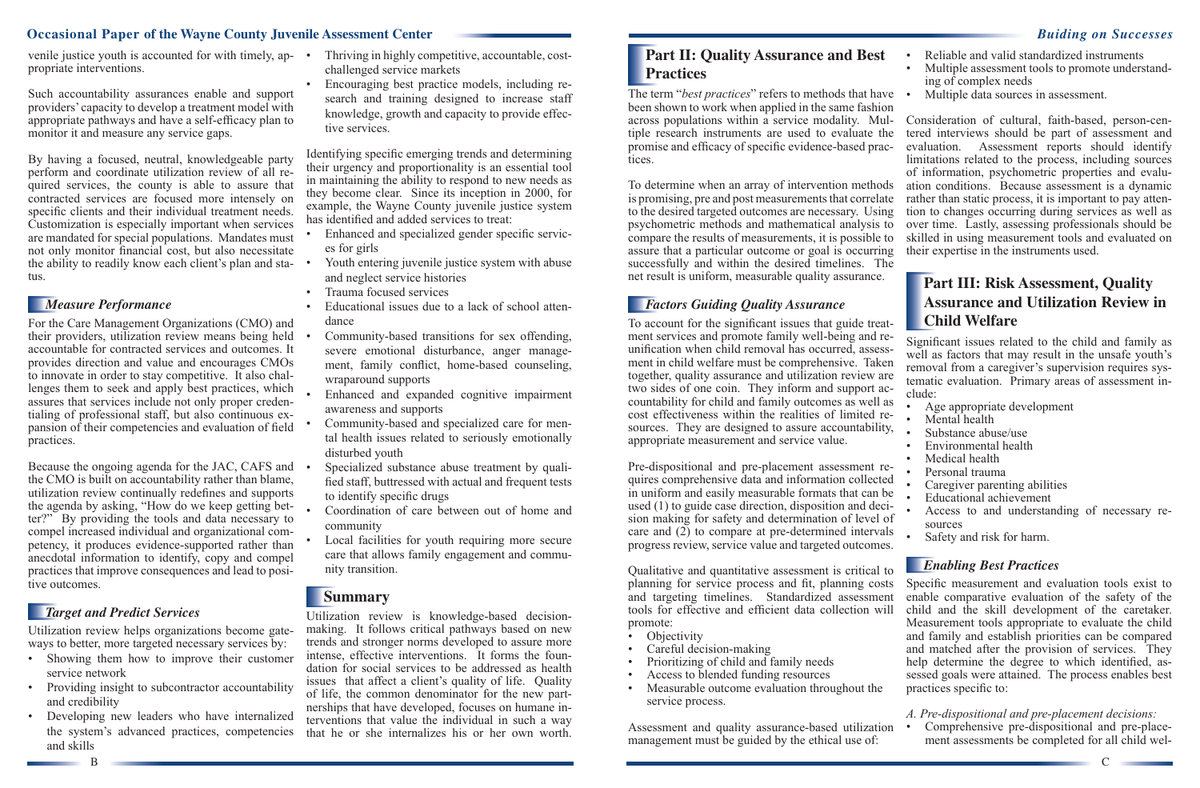venile justice youth is accounted for with timely, appropriate interventions.

Such accountability assurances enable and support providers' capacity to develop a treatment model with appropriate pathways and have a self-efficacy plan to monitor it and measure any service gaps.

By having a focused, neutral, knowledgeable party perform and coordinate utilization review of all required services, the county is able to assure that contracted services are focused more intensely on specific clients and their individual treatment needs. Customization is especially important when services are mandated for special populations. Mandates must not only monitor financial cost, but also necessitate the ability to readily know each client's plan and status.

### *Measure Performance*

For the Care Management Organizations (CMO) and their providers, utilization review means being held accountable for contracted services and outcomes. It provides direction and value and encourages CMOs to innovate in order to stay competitive. It also challenges them to seek and apply best practices, which assures that services include not only proper credentialing of professional staff, but also continuous expansion of their competencies and evaluation of field practices.

Because the ongoing agenda for the JAC, CAFS and the CMO is built on accountability rather than blame, utilization review continually redefines and supports the agenda by asking, "How do we keep getting better?" By providing the tools and data necessary to compel increased individual and organizational competency, it produces evidence-supported rather than anecdotal information to identify, copy and compel practices that improve consequences and lead to positive outcomes.

### *Target and Predict Services*

Utilization review helps organizations become gateways to better, more targeted necessary services by:

- Showing them how to improve their customer service network
- Providing insight to subcontractor accountability and credibility
- Developing new leaders who have internalized the system's advanced practices, competencies and skills
- Thriving in highly competitive, accountable, cost-challenged service markets
- Encouraging best practice models, including research and training designed to increase staff knowledge, growth and capacity to provide effective services.

Identifying specific emerging trends and determining their urgency and proportionality is an essential tool in maintaining the ability to respond to new needs as they become clear. Since its inception in 2000, for example, the Wayne County juvenile justice system has identified and added services to treat:

- Enhanced and specialized gender specific services for girls
- Youth entering juvenile justice system with abuse and neglect service histories
- Trauma focused services
- Educational issues due to a lack of school attendance
- Community-based transitions for sex offending, severe emotional disturbance, anger management, family conflict, home-based counseling, wraparound supports
- Enhanced and expanded cognitive impairment awareness and supports
- Community-based and specialized care for mental health issues related to seriously emotionally disturbed youth
- Specialized substance abuse treatment by qualified staff, buttressed with actual and frequent tests to identify specific drugs
- Coordination of care between out of home and community
- Local facilities for youth requiring more secure care that allows family engagement and community transition.

## Summary

Utilization review is knowledge-based decision-making. It follows critical pathways based on new trends and stronger norms developed to assure more intense, effective interventions. It forms the foundation for social services to be addressed as health issues that affect a client's quality of life. Quality of life, the common denominator for the new partnerships that have developed, focuses on humane interventions that value the individual in such a way that he or she internalizes his or her own worth.

## Part II: Quality Assurance and Best Practices

The term "*best practices*" refers to methods that have been shown to work when applied in the same fashion across populations within a service modality. Multiple research instruments are used to evaluate the promise and efficacy of specific evidence-based practices.

To determine when an array of intervention methods is promising, pre and post measurements that correlate to the desired targeted outcomes are necessary. Using psychometric methods and mathematical analysis to compare the results of measurements, it is possible to assure that a particular outcome or goal is occurring successfully and within the desired timelines. The net result is uniform, measurable quality assurance.

### *Factors Guiding Quality Assurance*

To account for the significant issues that guide treatment services and promote family well-being and reunification when child removal has occurred, assessment in child welfare must be comprehensive. Taken together, quality assurance and utilization review are two sides of one coin. They inform and support accountability for child and family outcomes as well as cost effectiveness within the realities of limited resources. They are designed to assure accountability, appropriate measurement and service value.

Pre-dispositional and pre-placement assessment requires comprehensive data and information collected in uniform and easily measurable formats that can be used (1) to guide case direction, disposition and decision making for safety and determination of level of care and (2) to compare at pre-determined intervals progress review, service value and targeted outcomes.

Qualitative and quantitative assessment is critical to planning for service process and fit, planning costs and targeting timelines. Standardized assessment tools for effective and efficient data collection will promote:

- Objectivity
- Careful decision-making
- Prioritizing of child and family needs
- Access to blended funding resources
- Measurable outcome evaluation throughout the service process.

Assessment and quality assurance-based utilization management must be guided by the ethical use of:

- Reliable and valid standardized instruments
- Multiple assessment tools to promote understanding of complex needs
- Multiple data sources in assessment.

Consideration of cultural, faith-based, person-centered interviews should be part of assessment and evaluation. Assessment reports should identify limitations related to the process, including sources of information, psychometric properties and evaluation conditions. Because assessment is a dynamic rather than static process, it is important to pay attention to changes occurring during services as well as over time. Lastly, assessing professionals should be skilled in using measurement tools and evaluated on their expertise in the instruments used.

## Part III: Risk Assessment, Quality Assurance and Utilization Review in Child Welfare

Significant issues related to the child and family as well as factors that may result in the unsafe youth's removal from a caregiver's supervision requires systematic evaluation. Primary areas of assessment include:

- Age appropriate development
- Mental health
- Substance abuse/use
- Environmental health
- Medical health
- Personal trauma
- Caregiver parenting abilities
- Educational achievement
- Access to and understanding of necessary resources
- Safety and risk for harm.

### *Enabling Best Practices*

Specific measurement and evaluation tools exist to enable comparative evaluation of the safety of the child and the skill development of the caretaker. Measurement tools appropriate to evaluate the child and family and establish priorities can be compared and matched after the provision of services. They help determine the degree to which identified, assessed goals were attained. The process enables best practices specific to:

*A. Pre-dispositional and pre-placement decisions:*

- Comprehensive pre-dispositional and pre-placement assessments be completed for all child wel-